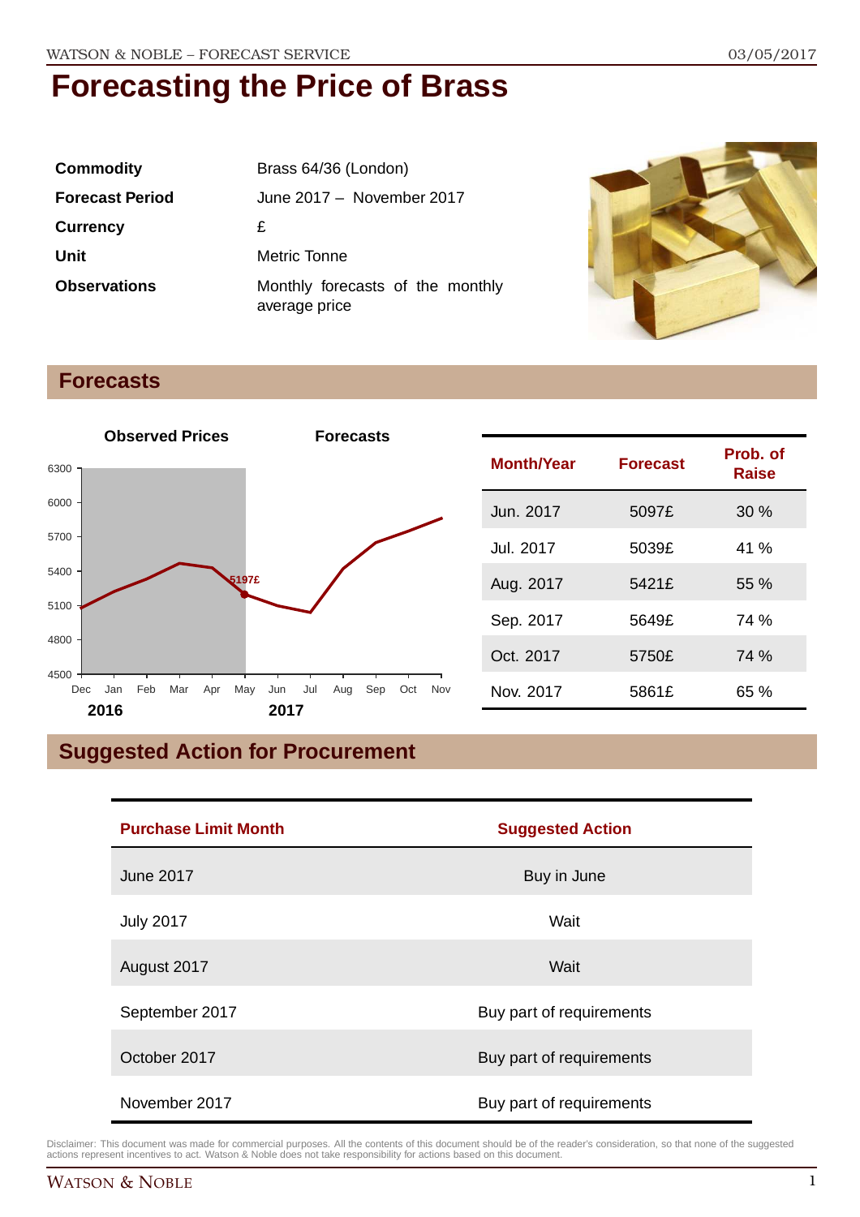# Forecasting the Price of Brass

| | |
|---|---|
| **Commodity** | Brass 64/36 (London) |
| **Forecast Period** | June 2017 – November 2017 |
| **Currency** | £ |
| **Unit** | Metric Tonne |
| **Observations** | Monthly forecasts of the monthly average price |

## Forecasts

Observed Prices — Forecasts

| Month/Year | Forecast | Prob. of Raise |
|---|---|---|
| Jun. 2017 | 5097£ | 30 % |
| Jul. 2017 | 5039£ | 41 % |
| Aug. 2017 | 5421£ | 55 % |
| Sep. 2017 | 5649£ | 74 % |
| Oct. 2017 | 5750£ | 74 % |
| Nov. 2017 | 5861£ | 65 % |

## Suggested Action for Procurement

| Purchase Limit Month | Suggested Action |
|---|---|
| June 2017 | Buy in June |
| July 2017 | Wait |
| August 2017 | Wait |
| September 2017 | Buy part of requirements |
| October 2017 | Buy part of requirements |
| November 2017 | Buy part of requirements |

Disclaimer: This document was made for commercial purposes. All the contents of this document should be of the reader's consideration, so that none of the suggested actions represent incentives to act. Watson & Noble does not take responsibility for actions based on this document.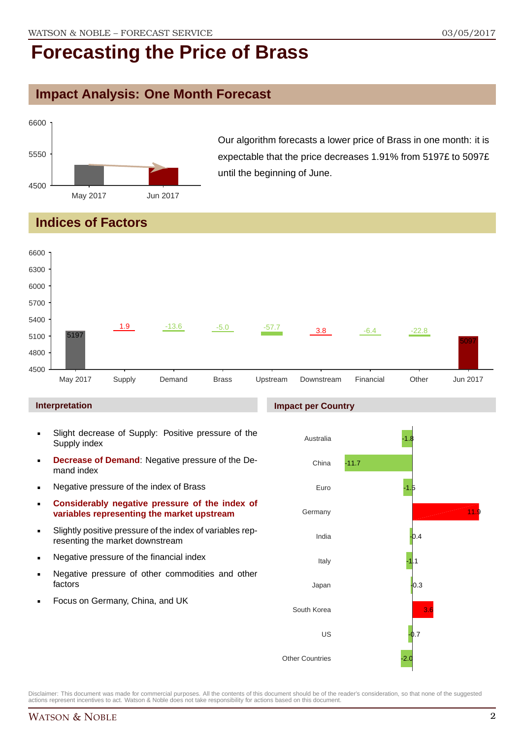# Forecasting the Price of Brass

## Impact Analysis: One Month Forecast

Our algorithm forecasts a lower price of Brass in one month: it is expectable that the price decreases 1.91% from 5197£ to 5097£ until the beginning of June.

## Indices of Factors

| May 2017 | Supply | Demand | Brass | Upstream | Downstream | Financial | Other | Jun 2017 |
|---|---|---|---|---|---|---|---|---|
| 5197 | 1.9 | -13.6 | -5.0 | -57.7 | 3.8 | -6.4 | -22.8 | 5097 |

### Interpretation

- Slight decrease of Supply: Positive pressure of the Supply index
- **Decrease of Demand**: Negative pressure of the Demand index
- Negative pressure of the index of Brass
- **Considerably negative pressure of the index of variables representing the market upstream**
- Slightly positive pressure of the index of variables representing the market downstream
- Negative pressure of the financial index
- Negative pressure of other commodities and other factors
- Focus on Germany, China, and UK

### Impact per Country

| Country | Impact |
|---|---|
| Australia | -1.8 |
| China | -11.7 |
| Euro | -1.5 |
| Germany | 11.9 |
| India | -0.4 |
| Italy | -1.1 |
| Japan | -0.3 |
| South Korea | 3.6 |
| US | -0.7 |
| Other Countries | -2.0 |

Disclaimer: This document was made for commercial purposes. All the contents of this document should be of the reader's consideration, so that none of the suggested actions represent incentives to act. Watson & Noble does not take responsibility for actions based on this document.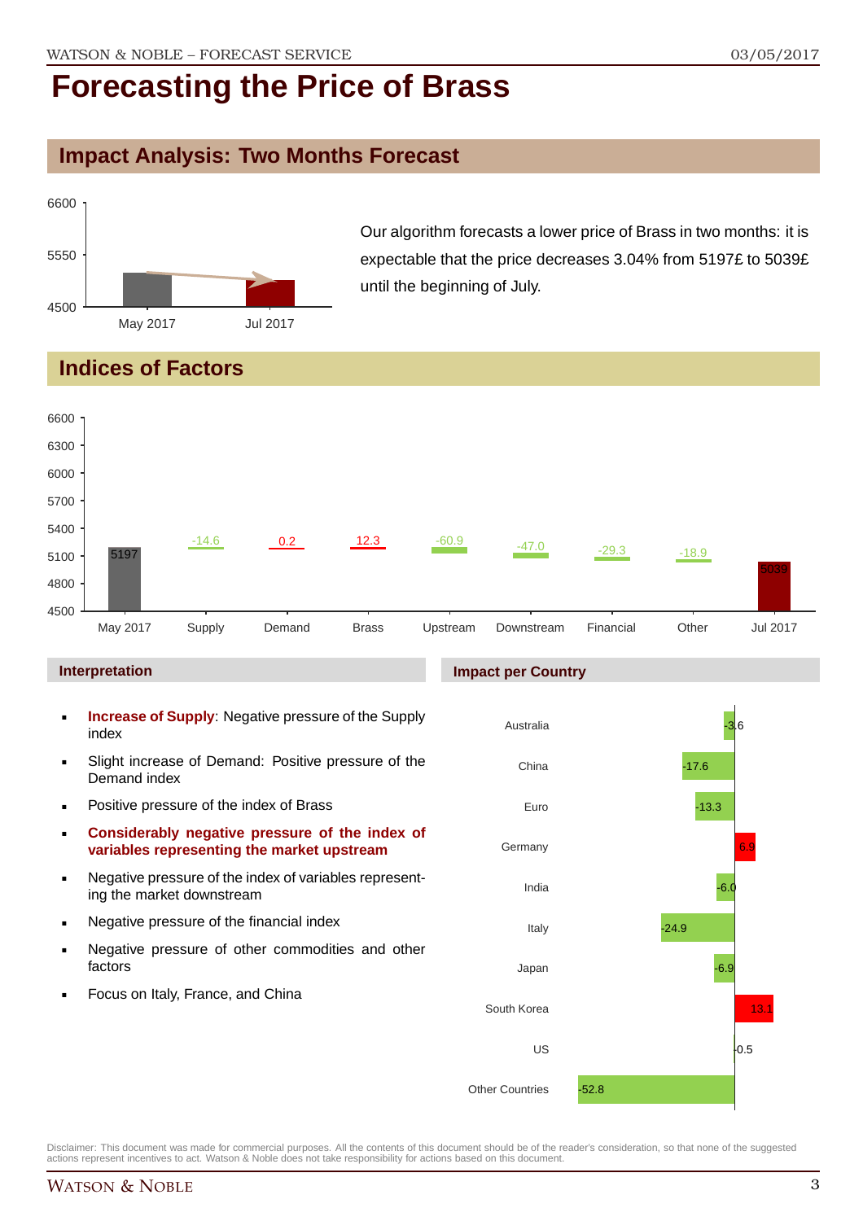# Forecasting the Price of Brass

## Impact Analysis: Two Months Forecast

Our algorithm forecasts a lower price of Brass in two months: it is expectable that the price decreases 3.04% from 5197£ to 5039£ until the beginning of July.

## Indices of Factors

### Interpretation

- **Increase of Supply**: Negative pressure of the Supply index
- Slight increase of Demand: Positive pressure of the Demand index
- Positive pressure of the index of Brass
- **Considerably negative pressure of the index of variables representing the market upstream**
- Negative pressure of the index of variables representing the market downstream
- Negative pressure of the financial index
- Negative pressure of other commodities and other factors
- Focus on Italy, France, and China

### Impact per Country

Disclaimer: This document was made for commercial purposes. All the contents of this document should be of the reader's consideration, so that none of the suggested actions represent incentives to act. Watson & Noble does not take responsibility for actions based on this document.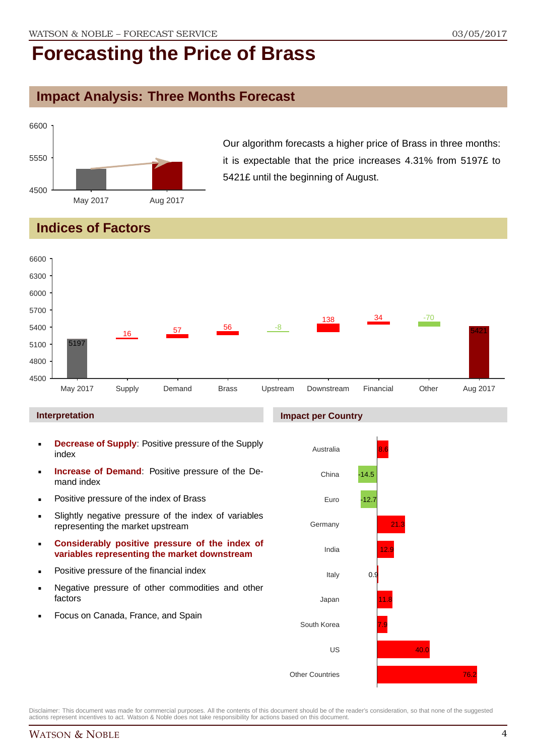# Forecasting the Price of Brass

## Impact Analysis: Three Months Forecast

Our algorithm forecasts a higher price of Brass in three months: it is expectable that the price increases 4.31% from 5197£ to 5421£ until the beginning of August.

## Indices of Factors

### Interpretation

- **Decrease of Supply**: Positive pressure of the Supply index
- **Increase of Demand**: Positive pressure of the Demand index
- Positive pressure of the index of Brass
- Slightly negative pressure of the index of variables representing the market upstream
- **Considerably positive pressure of the index of variables representing the market downstream**
- Positive pressure of the financial index
- Negative pressure of other commodities and other factors
- Focus on Canada, France, and Spain

### Impact per Country

Disclaimer: This document was made for commercial purposes. All the contents of this document should be of the reader's consideration, so that none of the suggested actions represent incentives to act. Watson & Noble does not take responsibility for actions based on this document.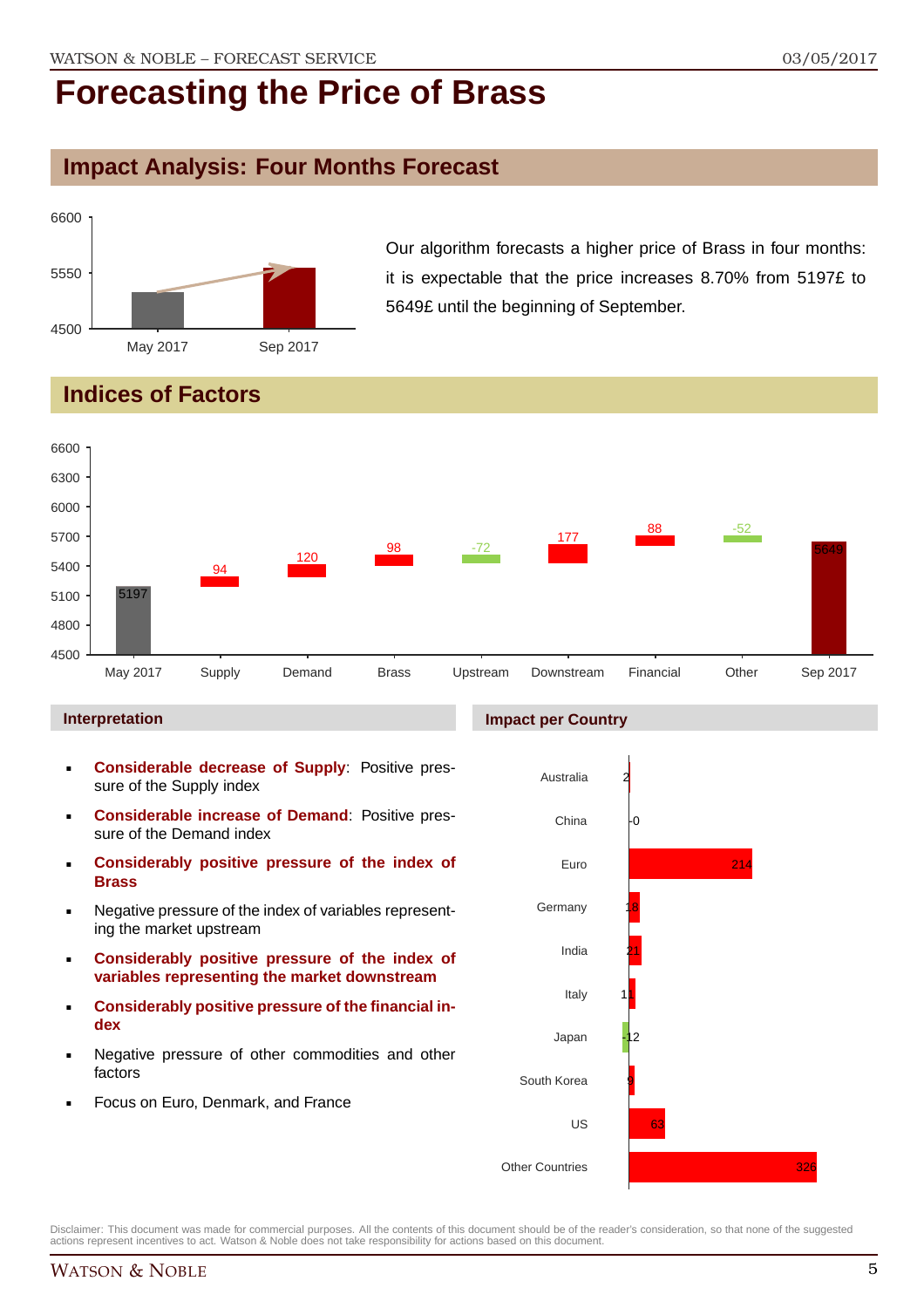# Forecasting the Price of Brass

## Impact Analysis: Four Months Forecast

| | May 2017 | Sep 2017 |
|---|---|---|
| Price | 5197 | 5649 |

Our algorithm forecasts a higher price of Brass in four months: it is expectable that the price increases 8.70% from 5197£ to 5649£ until the beginning of September.

## Indices of Factors

| May 2017 | Supply | Demand | Brass | Upstream | Downstream | Financial | Other | Sep 2017 |
|---|---|---|---|---|---|---|---|---|
| 5197 | 94 | 120 | 98 | -72 | 177 | 88 | -52 | 5649 |

### Interpretation

- **Considerable decrease of Supply**: Positive pressure of the Supply index
- **Considerable increase of Demand**: Positive pressure of the Demand index
- **Considerably positive pressure of the index of Brass**
- Negative pressure of the index of variables representing the market upstream
- **Considerably positive pressure of the index of variables representing the market downstream**
- **Considerably positive pressure of the financial index**
- Negative pressure of other commodities and other factors
- Focus on Euro, Denmark, and France

### Impact per Country

| Country | Impact |
|---|---|
| Australia | 2 |
| China | -0 |
| Euro | 214 |
| Germany | 18 |
| India | 21 |
| Italy | 11 |
| Japan | -12 |
| South Korea | 9 |
| US | 63 |
| Other Countries | 326 |

Disclaimer: This document was made for commercial purposes. All the contents of this document should be of the reader's consideration, so that none of the suggested actions represent incentives to act. Watson & Noble does not take responsibility for actions based on this document.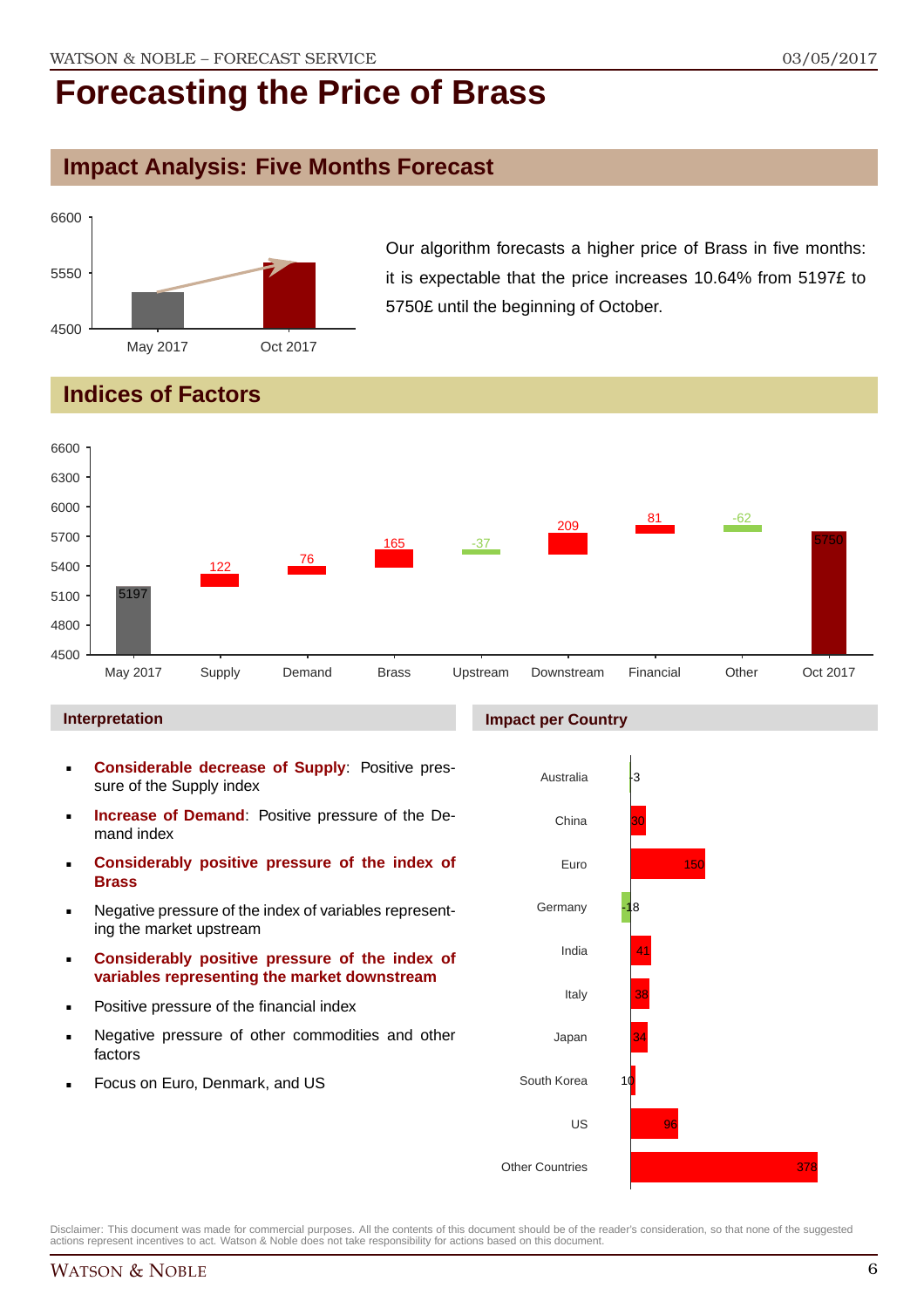# Forecasting the Price of Brass

## Impact Analysis: Five Months Forecast

Our algorithm forecasts a higher price of Brass in five months: it is expectable that the price increases 10.64% from 5197£ to 5750£ until the beginning of October.

## Indices of Factors

### Interpretation

- **Considerable decrease of Supply**: Positive pressure of the Supply index
- **Increase of Demand**: Positive pressure of the Demand index
- **Considerably positive pressure of the index of Brass**
- Negative pressure of the index of variables representing the market upstream
- **Considerably positive pressure of the index of variables representing the market downstream**
- Positive pressure of the financial index
- Negative pressure of other commodities and other factors
- Focus on Euro, Denmark, and US

### Impact per Country

Disclaimer: This document was made for commercial purposes. All the contents of this document should be of the reader's consideration, so that none of the suggested actions represent incentives to act. Watson & Noble does not take responsibility for actions based on this document.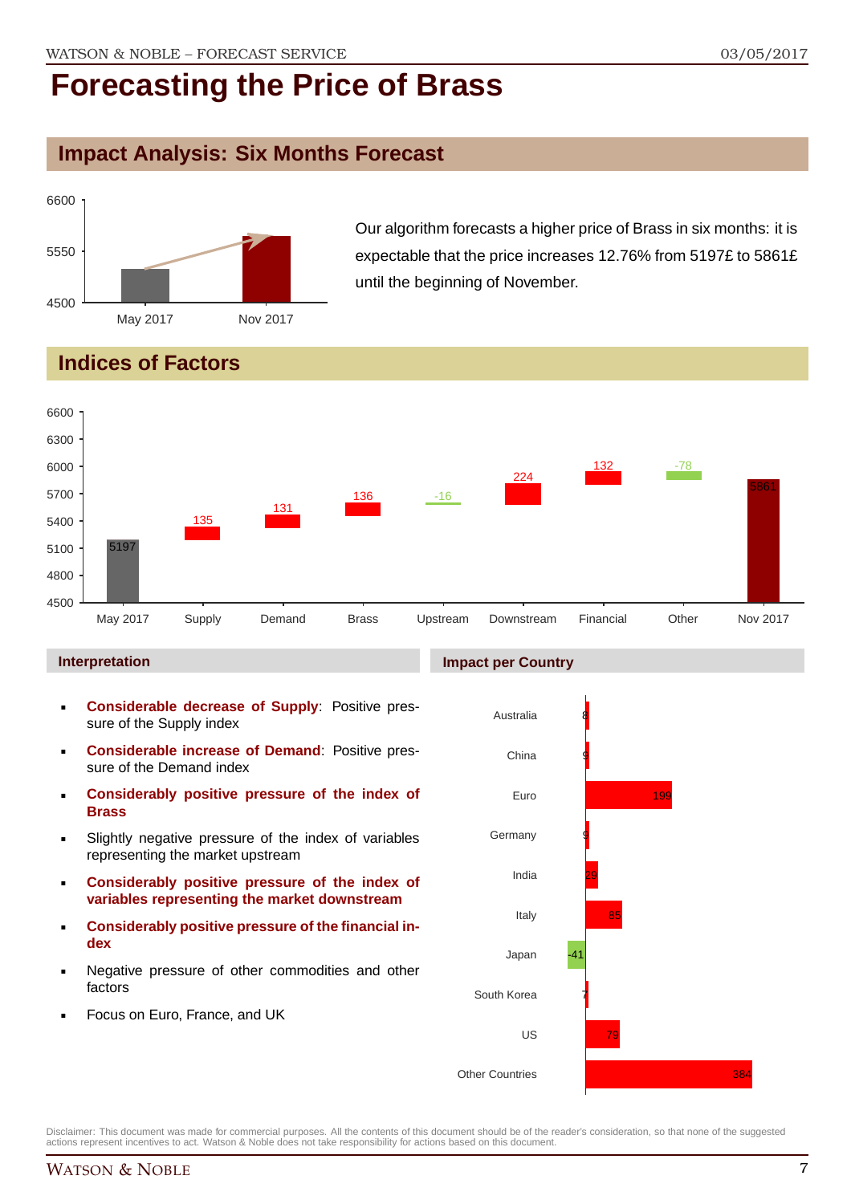# Forecasting the Price of Brass

## Impact Analysis: Six Months Forecast

Our algorithm forecasts a higher price of Brass in six months: it is expectable that the price increases 12.76% from 5197£ to 5861£ until the beginning of November.

## Indices of Factors

| | May 2017 | Supply | Demand | Brass | Upstream | Downstream | Financial | Other | Nov 2017 |
|---|---|---|---|---|---|---|---|---|---|
| Value | 5197 | 135 | 131 | 136 | -16 | 224 | 132 | -78 | 5861 |

### Interpretation

- **Considerable decrease of Supply**: Positive pressure of the Supply index
- **Considerable increase of Demand**: Positive pressure of the Demand index
- **Considerably positive pressure of the index of Brass**
- Slightly negative pressure of the index of variables representing the market upstream
- **Considerably positive pressure of the index of variables representing the market downstream**
- **Considerably positive pressure of the financial index**
- Negative pressure of other commodities and other factors
- Focus on Euro, France, and UK

### Impact per Country

| Country | Impact |
|---|---|
| Australia | 8 |
| China | 9 |
| Euro | 199 |
| Germany | 9 |
| India | 29 |
| Italy | 85 |
| Japan | -41 |
| South Korea | 7 |
| US | 79 |
| Other Countries | 384 |

Disclaimer: This document was made for commercial purposes. All the contents of this document should be of the reader's consideration, so that none of the suggested actions represent incentives to act. Watson & Noble does not take responsibility for actions based on this document.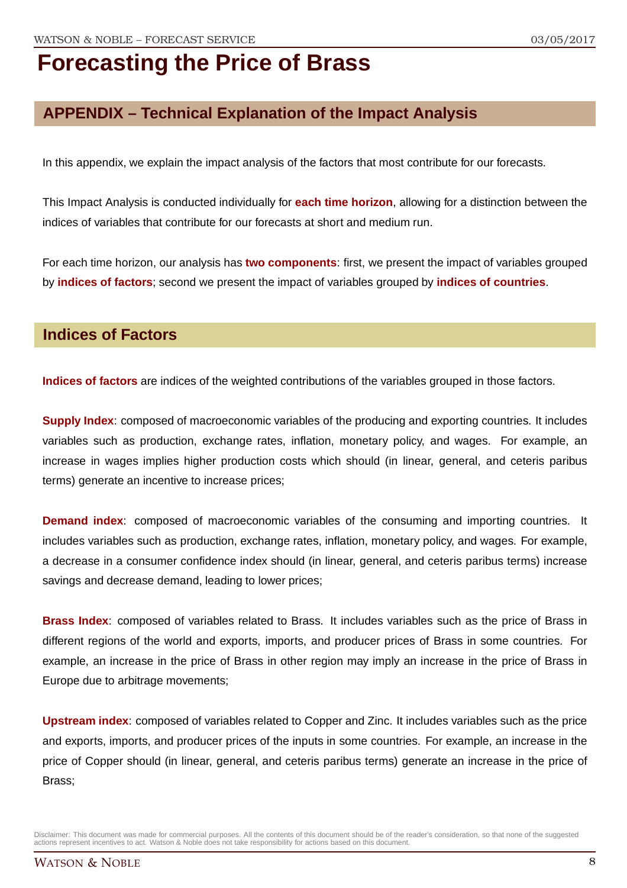# Forecasting the Price of Brass

## APPENDIX – Technical Explanation of the Impact Analysis

In this appendix, we explain the impact analysis of the factors that most contribute for our forecasts.

This Impact Analysis is conducted individually for **each time horizon**, allowing for a distinction between the indices of variables that contribute for our forecasts at short and medium run.

For each time horizon, our analysis has **two components**: first, we present the impact of variables grouped by **indices of factors**; second we present the impact of variables grouped by **indices of countries**.

## Indices of Factors

**Indices of factors** are indices of the weighted contributions of the variables grouped in those factors.

**Supply Index**: composed of macroeconomic variables of the producing and exporting countries. It includes variables such as production, exchange rates, inflation, monetary policy, and wages. For example, an increase in wages implies higher production costs which should (in linear, general, and ceteris paribus terms) generate an incentive to increase prices;

**Demand index**: composed of macroeconomic variables of the consuming and importing countries. It includes variables such as production, exchange rates, inflation, monetary policy, and wages. For example, a decrease in a consumer confidence index should (in linear, general, and ceteris paribus terms) increase savings and decrease demand, leading to lower prices;

**Brass Index**: composed of variables related to Brass. It includes variables such as the price of Brass in different regions of the world and exports, imports, and producer prices of Brass in some countries. For example, an increase in the price of Brass in other region may imply an increase in the price of Brass in Europe due to arbitrage movements;

**Upstream index**: composed of variables related to Copper and Zinc. It includes variables such as the price and exports, imports, and producer prices of the inputs in some countries. For example, an increase in the price of Copper should (in linear, general, and ceteris paribus terms) generate an increase in the price of Brass;

Disclaimer: This document was made for commercial purposes. All the contents of this document should be of the reader's consideration, so that none of the suggested actions represent incentives to act. Watson & Noble does not take responsibility for actions based on this document.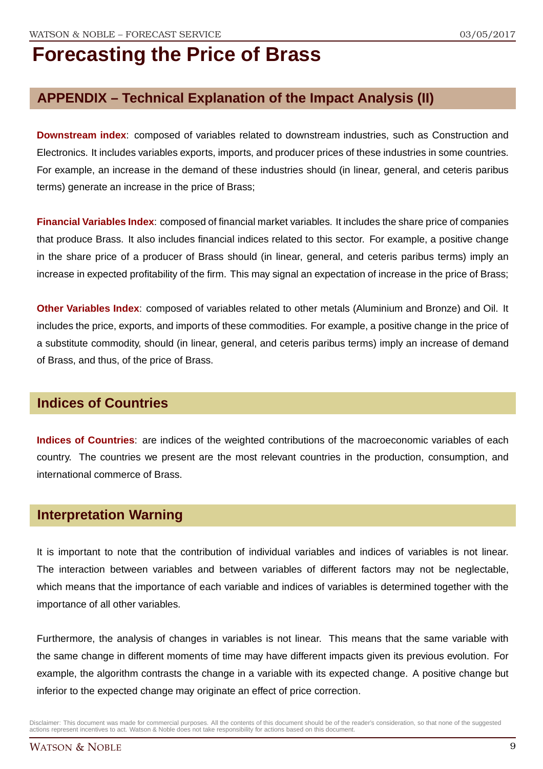# Forecasting the Price of Brass

## APPENDIX – Technical Explanation of the Impact Analysis (II)

**Downstream index**: composed of variables related to downstream industries, such as Construction and Electronics. It includes variables exports, imports, and producer prices of these industries in some countries. For example, an increase in the demand of these industries should (in linear, general, and ceteris paribus terms) generate an increase in the price of Brass;

**Financial Variables Index**: composed of financial market variables. It includes the share price of companies that produce Brass. It also includes financial indices related to this sector. For example, a positive change in the share price of a producer of Brass should (in linear, general, and ceteris paribus terms) imply an increase in expected profitability of the firm. This may signal an expectation of increase in the price of Brass;

**Other Variables Index**: composed of variables related to other metals (Aluminium and Bronze) and Oil. It includes the price, exports, and imports of these commodities. For example, a positive change in the price of a substitute commodity, should (in linear, general, and ceteris paribus terms) imply an increase of demand of Brass, and thus, of the price of Brass.

## Indices of Countries

**Indices of Countries**: are indices of the weighted contributions of the macroeconomic variables of each country. The countries we present are the most relevant countries in the production, consumption, and international commerce of Brass.

## Interpretation Warning

It is important to note that the contribution of individual variables and indices of variables is not linear. The interaction between variables and between variables of different factors may not be neglectable, which means that the importance of each variable and indices of variables is determined together with the importance of all other variables.

Furthermore, the analysis of changes in variables is not linear. This means that the same variable with the same change in different moments of time may have different impacts given its previous evolution. For example, the algorithm contrasts the change in a variable with its expected change. A positive change but inferior to the expected change may originate an effect of price correction.

Disclaimer: This document was made for commercial purposes. All the contents of this document should be of the reader's consideration, so that none of the suggested actions represent incentives to act. Watson & Noble does not take responsibility for actions based on this document.